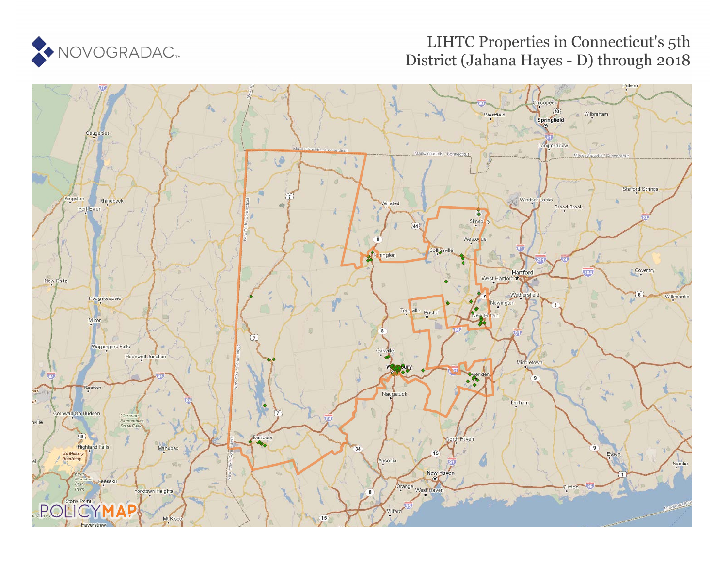NOVOGRADAC

# LIHTC Properties in Connecticut's 5th District (Jahana Hayes - D) through 2018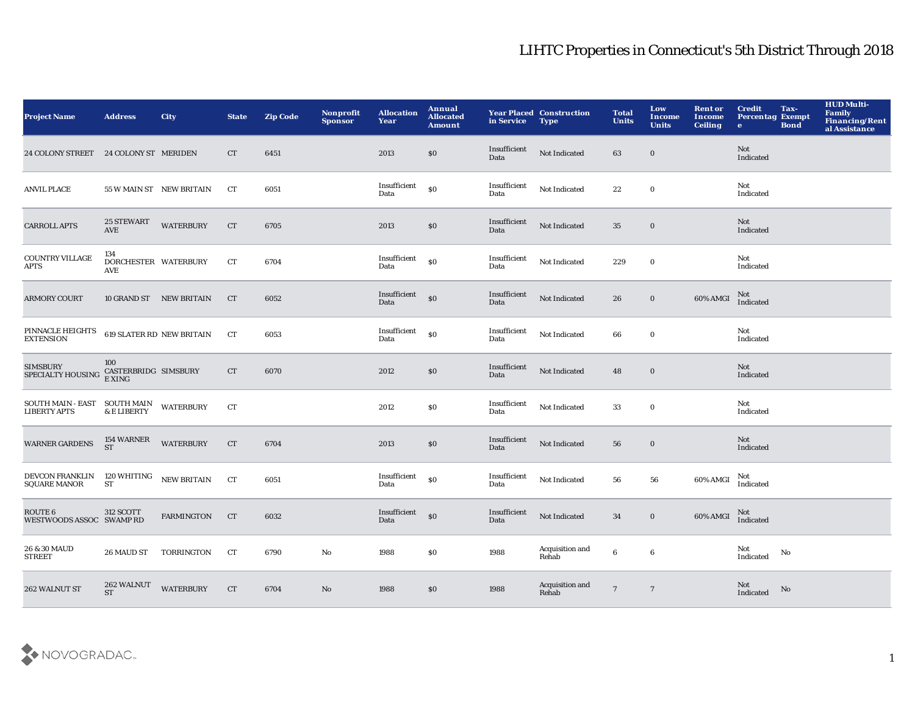# LIHTC Properties in Connecticut's 5th District Through 2018

| Project Name | Address | City | State | Zip Code | Nonprofit Sponsor | Allocation Year | Annual Allocated Amount | Year Placed in Service | Construction Type | Total Units | Low Income Units | Rent or Income Ceiling | Credit Percentage | Tax-Exempt Bond | HUD Multi-Family Financing/Rental Assistance |
|---|---|---|---|---|---|---|---|---|---|---|---|---|---|---|---|
| 24 COLONY STREET | 24 COLONY ST | MERIDEN | CT | 6451 | | 2013 | $0 | Insufficient Data | Not Indicated | 63 | 0 | | Not Indicated | | |
| ANVIL PLACE | 55 W MAIN ST | NEW BRITAIN | CT | 6051 | | Insufficient Data | $0 | Insufficient Data | Not Indicated | 22 | 0 | | Not Indicated | | |
| CARROLL APTS | 25 STEWART AVE | WATERBURY | CT | 6705 | | 2013 | $0 | Insufficient Data | Not Indicated | 35 | 0 | | Not Indicated | | |
| COUNTRY VILLAGE APTS | 134 DORCHESTER AVE | WATERBURY | CT | 6704 | | Insufficient Data | $0 | Insufficient Data | Not Indicated | 229 | 0 | | Not Indicated | | |
| ARMORY COURT | 10 GRAND ST | NEW BRITAIN | CT | 6052 | | Insufficient Data | $0 | Insufficient Data | Not Indicated | 26 | 0 | 60% AMGI | Not Indicated | | |
| PINNACLE HEIGHTS EXTENSION | 619 SLATER RD | NEW BRITAIN | CT | 6053 | | Insufficient Data | $0 | Insufficient Data | Not Indicated | 66 | 0 | | Not Indicated | | |
| SIMSBURY SPECIALTY HOUSING | 100 CASTERBRIDGE XING | SIMSBURY | CT | 6070 | | 2012 | $0 | Insufficient Data | Not Indicated | 48 | 0 | | Not Indicated | | |
| SOUTH MAIN - EAST LIBERTY APTS | SOUTH MAIN & E LIBERTY | WATERBURY | CT | | | 2012 | $0 | Insufficient Data | Not Indicated | 33 | 0 | | Not Indicated | | |
| WARNER GARDENS | 154 WARNER ST | WATERBURY | CT | 6704 | | 2013 | $0 | Insufficient Data | Not Indicated | 56 | 0 | | Not Indicated | | |
| DEVCON FRANKLIN SQUARE MANOR | 120 WHITING ST | NEW BRITAIN | CT | 6051 | | Insufficient Data | $0 | Insufficient Data | Not Indicated | 56 | 56 | 60% AMGI | Not Indicated | | |
| ROUTE 6 WESTWOODS ASSOC | 312 SCOTT SWAMP RD | FARMINGTON | CT | 6032 | | Insufficient Data | $0 | Insufficient Data | Not Indicated | 34 | 0 | 60% AMGI | Not Indicated | | |
| 26 & 30 MAUD STREET | 26 MAUD ST | TORRINGTON | CT | 6790 | No | 1988 | $0 | 1988 | Acquisition and Rehab | 6 | 6 | | Not Indicated | No | |
| 262 WALNUT ST | 262 WALNUT ST | WATERBURY | CT | 6704 | No | 1988 | $0 | 1988 | Acquisition and Rehab | 7 | 7 | | Not Indicated | No | |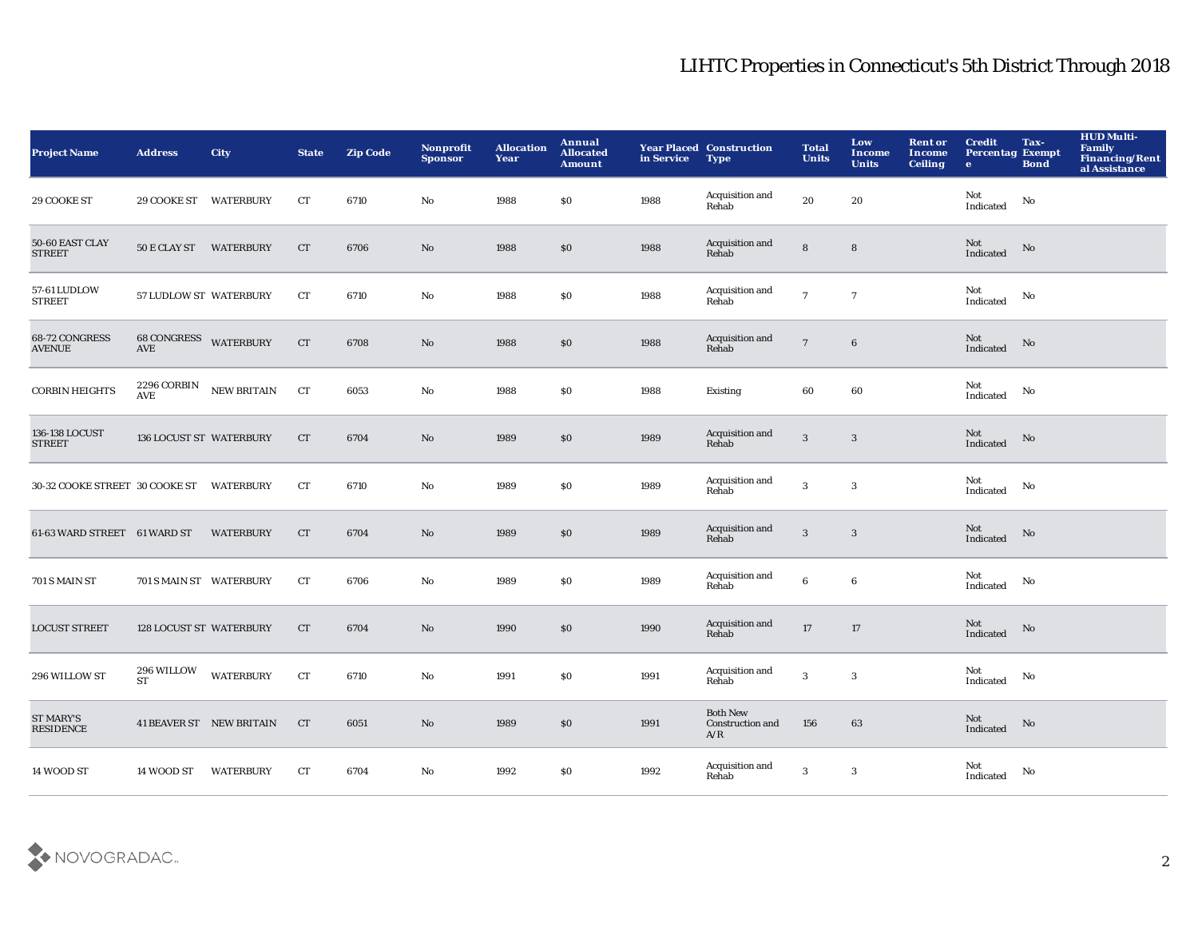## LIHTC Properties in Connecticut's 5th District Through 2018

| Project Name | Address | City | State | Zip Code | Nonprofit Sponsor | Allocation Year | Annual Allocated Amount | Year Placed in Service | Construction Type | Total Units | Low Income Units | Rent or Income Ceiling | Credit Percentage | Tax-Exempt Bond | HUD Multi-Family Financing/Rental Assistance |
|---|---|---|---|---|---|---|---|---|---|---|---|---|---|---|---|
| 29 COOKE ST | 29 COOKE ST | WATERBURY | CT | 6710 | No | 1988 | $0 | 1988 | Acquisition and Rehab | 20 | 20 | | Not Indicated | No | |
| 50-60 EAST CLAY STREET | 50 E CLAY ST | WATERBURY | CT | 6706 | No | 1988 | $0 | 1988 | Acquisition and Rehab | 8 | 8 | | Not Indicated | No | |
| 57-61 LUDLOW STREET | 57 LUDLOW ST | WATERBURY | CT | 6710 | No | 1988 | $0 | 1988 | Acquisition and Rehab | 7 | 7 | | Not Indicated | No | |
| 68-72 CONGRESS AVENUE | 68 CONGRESS AVE | WATERBURY | CT | 6708 | No | 1988 | $0 | 1988 | Acquisition and Rehab | 7 | 6 | | Not Indicated | No | |
| CORBIN HEIGHTS | 2296 CORBIN AVE | NEW BRITAIN | CT | 6053 | No | 1988 | $0 | 1988 | Existing | 60 | 60 | | Not Indicated | No | |
| 136-138 LOCUST STREET | 136 LOCUST ST | WATERBURY | CT | 6704 | No | 1989 | $0 | 1989 | Acquisition and Rehab | 3 | 3 | | Not Indicated | No | |
| 30-32 COOKE STREET | 30 COOKE ST | WATERBURY | CT | 6710 | No | 1989 | $0 | 1989 | Acquisition and Rehab | 3 | 3 | | Not Indicated | No | |
| 61-63 WARD STREET | 61 WARD ST | WATERBURY | CT | 6704 | No | 1989 | $0 | 1989 | Acquisition and Rehab | 3 | 3 | | Not Indicated | No | |
| 701 S MAIN ST | 701 S MAIN ST | WATERBURY | CT | 6706 | No | 1989 | $0 | 1989 | Acquisition and Rehab | 6 | 6 | | Not Indicated | No | |
| LOCUST STREET | 128 LOCUST ST | WATERBURY | CT | 6704 | No | 1990 | $0 | 1990 | Acquisition and Rehab | 17 | 17 | | Not Indicated | No | |
| 296 WILLOW ST | 296 WILLOW ST | WATERBURY | CT | 6710 | No | 1991 | $0 | 1991 | Acquisition and Rehab | 3 | 3 | | Not Indicated | No | |
| ST MARY'S RESIDENCE | 41 BEAVER ST | NEW BRITAIN | CT | 6051 | No | 1989 | $0 | 1991 | Both New Construction and A/R | 156 | 63 | | Not Indicated | No | |
| 14 WOOD ST | 14 WOOD ST | WATERBURY | CT | 6704 | No | 1992 | $0 | 1992 | Acquisition and Rehab | 3 | 3 | | Not Indicated | No | |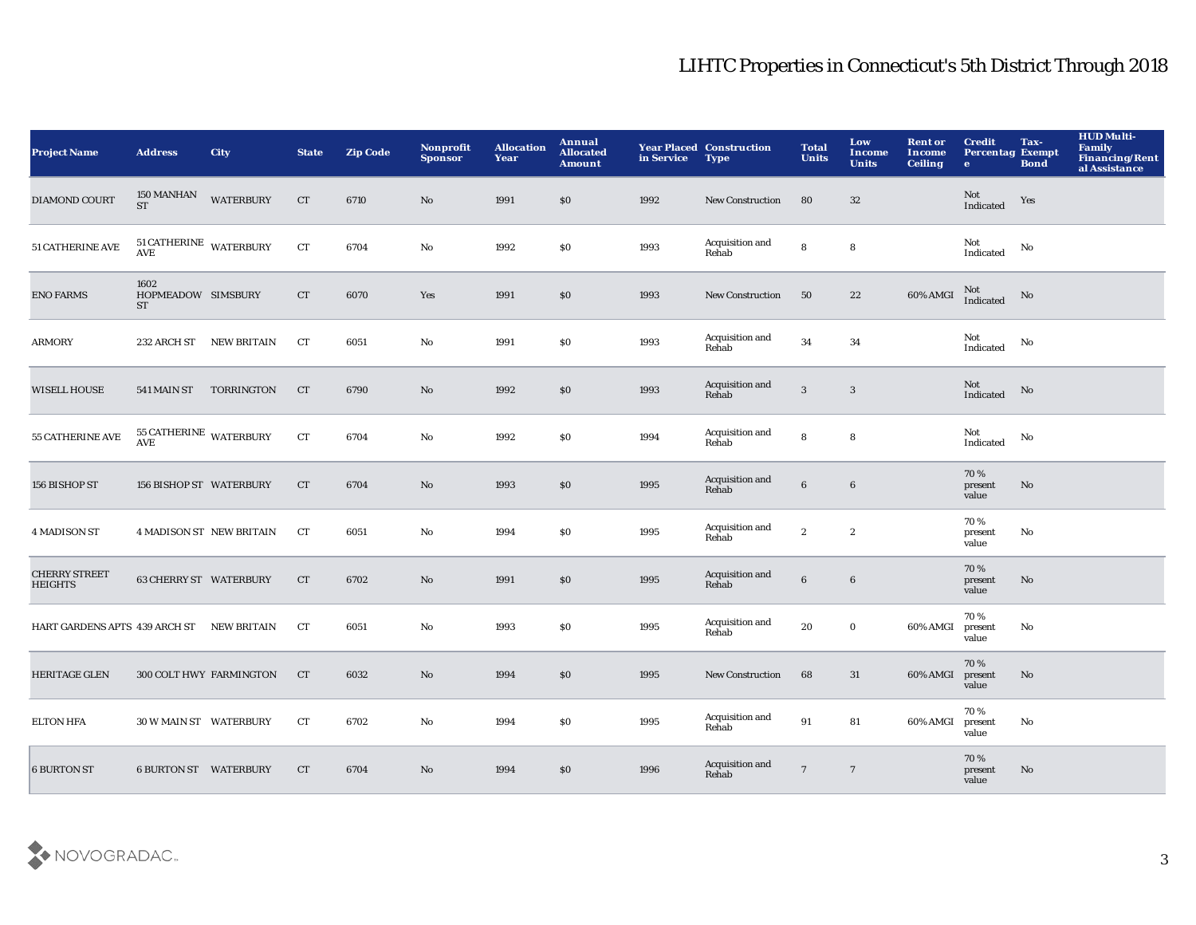# LIHTC Properties in Connecticut's 5th District Through 2018

| Project Name | Address | City | State | Zip Code | Nonprofit Sponsor | Allocation Year | Annual Allocated Amount | Year Placed in Service | Construction Type | Total Units | Low Income Units | Rent or Income Ceiling | Credit Percentage | Tax-Exempt Bond | HUD Multi-Family Financing/Rental Assistance |
|---|---|---|---|---|---|---|---|---|---|---|---|---|---|---|---|
| DIAMOND COURT | 150 MANHAN ST | WATERBURY | CT | 6710 | No | 1991 | $0 | 1992 | New Construction | 80 | 32 | | Not Indicated | Yes | |
| 51 CATHERINE AVE | 51 CATHERINE AVE | WATERBURY | CT | 6704 | No | 1992 | $0 | 1993 | Acquisition and Rehab | 8 | 8 | | Not Indicated | No | |
| ENO FARMS | 1602 HOPMEADOW ST | SIMSBURY | CT | 6070 | Yes | 1991 | $0 | 1993 | New Construction | 50 | 22 | 60% AMGI | Not Indicated | No | |
| ARMORY | 232 ARCH ST | NEW BRITAIN | CT | 6051 | No | 1991 | $0 | 1993 | Acquisition and Rehab | 34 | 34 | | Not Indicated | No | |
| WISELL HOUSE | 541 MAIN ST | TORRINGTON | CT | 6790 | No | 1992 | $0 | 1993 | Acquisition and Rehab | 3 | 3 | | Not Indicated | No | |
| 55 CATHERINE AVE | 55 CATHERINE AVE | WATERBURY | CT | 6704 | No | 1992 | $0 | 1994 | Acquisition and Rehab | 8 | 8 | | Not Indicated | No | |
| 156 BISHOP ST | 156 BISHOP ST | WATERBURY | CT | 6704 | No | 1993 | $0 | 1995 | Acquisition and Rehab | 6 | 6 | | 70 % present value | No | |
| 4 MADISON ST | 4 MADISON ST | NEW BRITAIN | CT | 6051 | No | 1994 | $0 | 1995 | Acquisition and Rehab | 2 | 2 | | 70 % present value | No | |
| CHERRY STREET HEIGHTS | 63 CHERRY ST | WATERBURY | CT | 6702 | No | 1991 | $0 | 1995 | Acquisition and Rehab | 6 | 6 | | 70 % present value | No | |
| HART GARDENS APTS | 439 ARCH ST | NEW BRITAIN | CT | 6051 | No | 1993 | $0 | 1995 | Acquisition and Rehab | 20 | 0 | 60% AMGI | 70 % present value | No | |
| HERITAGE GLEN | 300 COLT HWY | FARMINGTON | CT | 6032 | No | 1994 | $0 | 1995 | New Construction | 68 | 31 | 60% AMGI | 70 % present value | No | |
| ELTON HFA | 30 W MAIN ST | WATERBURY | CT | 6702 | No | 1994 | $0 | 1995 | Acquisition and Rehab | 91 | 81 | 60% AMGI | 70 % present value | No | |
| 6 BURTON ST | 6 BURTON ST | WATERBURY | CT | 6704 | No | 1994 | $0 | 1996 | Acquisition and Rehab | 7 | 7 | | 70 % present value | No | |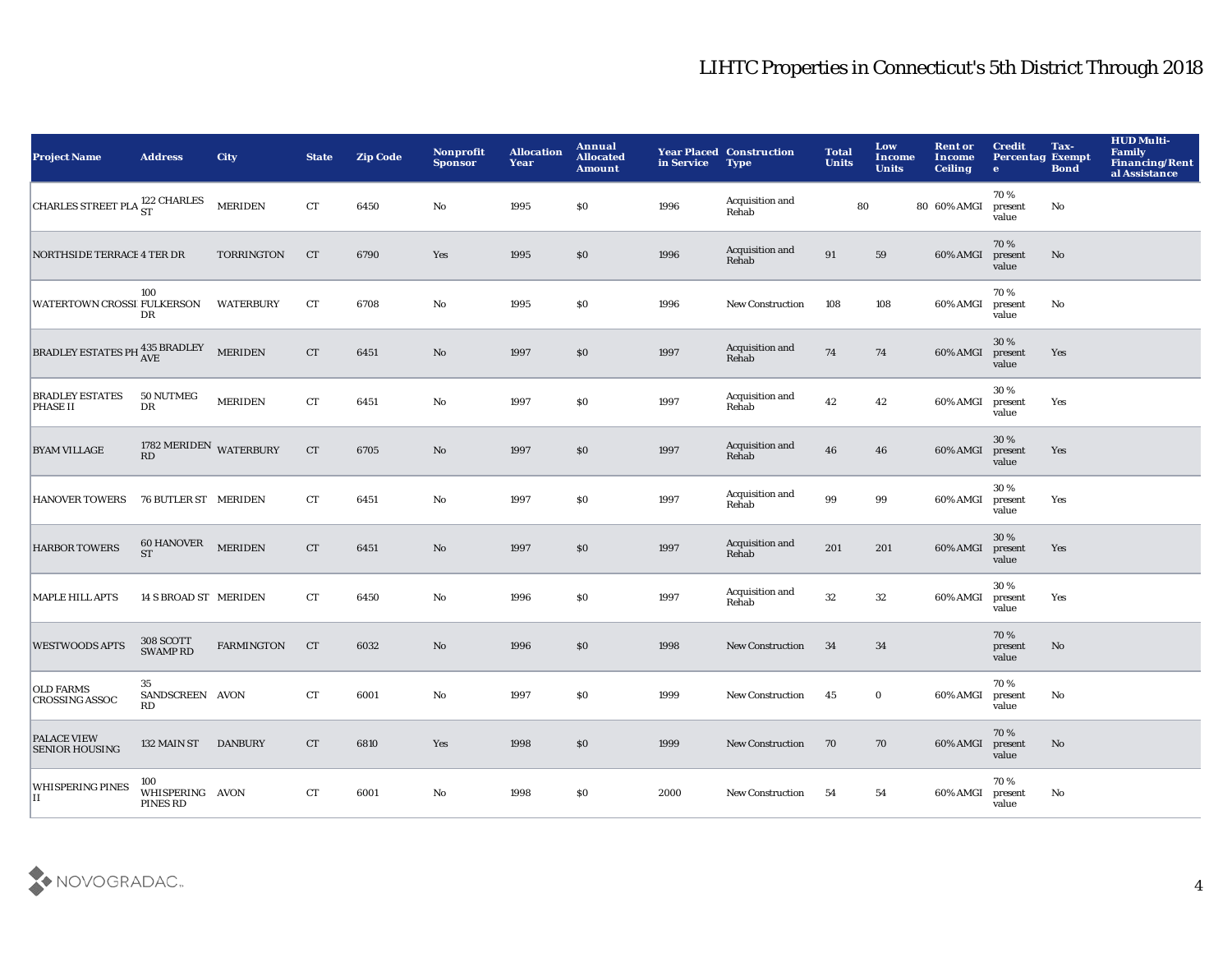# LIHTC Properties in Connecticut's 5th District Through 2018

| Project Name | Address | City | State | Zip Code | Nonprofit Sponsor | Allocation Year | Annual Allocated Amount | Year Placed in Service | Construction Type | Total Units | Low Income Units | Rent or Income Ceiling | Credit Percentage | Tax-Exempt Bond | HUD Multi-Family Financing/Rental Assistance |
|---|---|---|---|---|---|---|---|---|---|---|---|---|---|---|---|
| CHARLES STREET PLA | 122 CHARLES ST | MERIDEN | CT | 6450 | No | 1995 | $0 | 1996 | Acquisition and Rehab | 80 | 80 | 60% AMGI | 70 % present value | No | |
| NORTHSIDE TERRACE | 4 TER DR | TORRINGTON | CT | 6790 | Yes | 1995 | $0 | 1996 | Acquisition and Rehab | 91 | 59 | 60% AMGI | 70 % present value | No | |
| WATERTOWN CROSSI | 100 FULKERSON DR | WATERBURY | CT | 6708 | No | 1995 | $0 | 1996 | New Construction | 108 | 108 | 60% AMGI | 70 % present value | No | |
| BRADLEY ESTATES PH | 435 BRADLEY AVE | MERIDEN | CT | 6451 | No | 1997 | $0 | 1997 | Acquisition and Rehab | 74 | 74 | 60% AMGI | 30 % present value | Yes | |
| BRADLEY ESTATES PHASE II | 50 NUTMEG DR | MERIDEN | CT | 6451 | No | 1997 | $0 | 1997 | Acquisition and Rehab | 42 | 42 | 60% AMGI | 30 % present value | Yes | |
| BYAM VILLAGE | 1782 MERIDEN RD | WATERBURY | CT | 6705 | No | 1997 | $0 | 1997 | Acquisition and Rehab | 46 | 46 | 60% AMGI | 30 % present value | Yes | |
| HANOVER TOWERS | 76 BUTLER ST | MERIDEN | CT | 6451 | No | 1997 | $0 | 1997 | Acquisition and Rehab | 99 | 99 | 60% AMGI | 30 % present value | Yes | |
| HARBOR TOWERS | 60 HANOVER ST | MERIDEN | CT | 6451 | No | 1997 | $0 | 1997 | Acquisition and Rehab | 201 | 201 | 60% AMGI | 30 % present value | Yes | |
| MAPLE HILL APTS | 14 S BROAD ST | MERIDEN | CT | 6450 | No | 1996 | $0 | 1997 | Acquisition and Rehab | 32 | 32 | 60% AMGI | 30 % present value | Yes | |
| WESTWOODS APTS | 308 SCOTT SWAMP RD | FARMINGTON | CT | 6032 | No | 1996 | $0 | 1998 | New Construction | 34 | 34 | | 70 % present value | No | |
| OLD FARMS CROSSING ASSOC | 35 SANDSCREEN RD | AVON | CT | 6001 | No | 1997 | $0 | 1999 | New Construction | 45 | 0 | 60% AMGI | 70 % present value | No | |
| PALACE VIEW SENIOR HOUSING | 132 MAIN ST | DANBURY | CT | 6810 | Yes | 1998 | $0 | 1999 | New Construction | 70 | 70 | 60% AMGI | 70 % present value | No | |
| WHISPERING PINES II | 100 WHISPERING PINES RD | AVON | CT | 6001 | No | 1998 | $0 | 2000 | New Construction | 54 | 54 | 60% AMGI | 70 % present value | No | |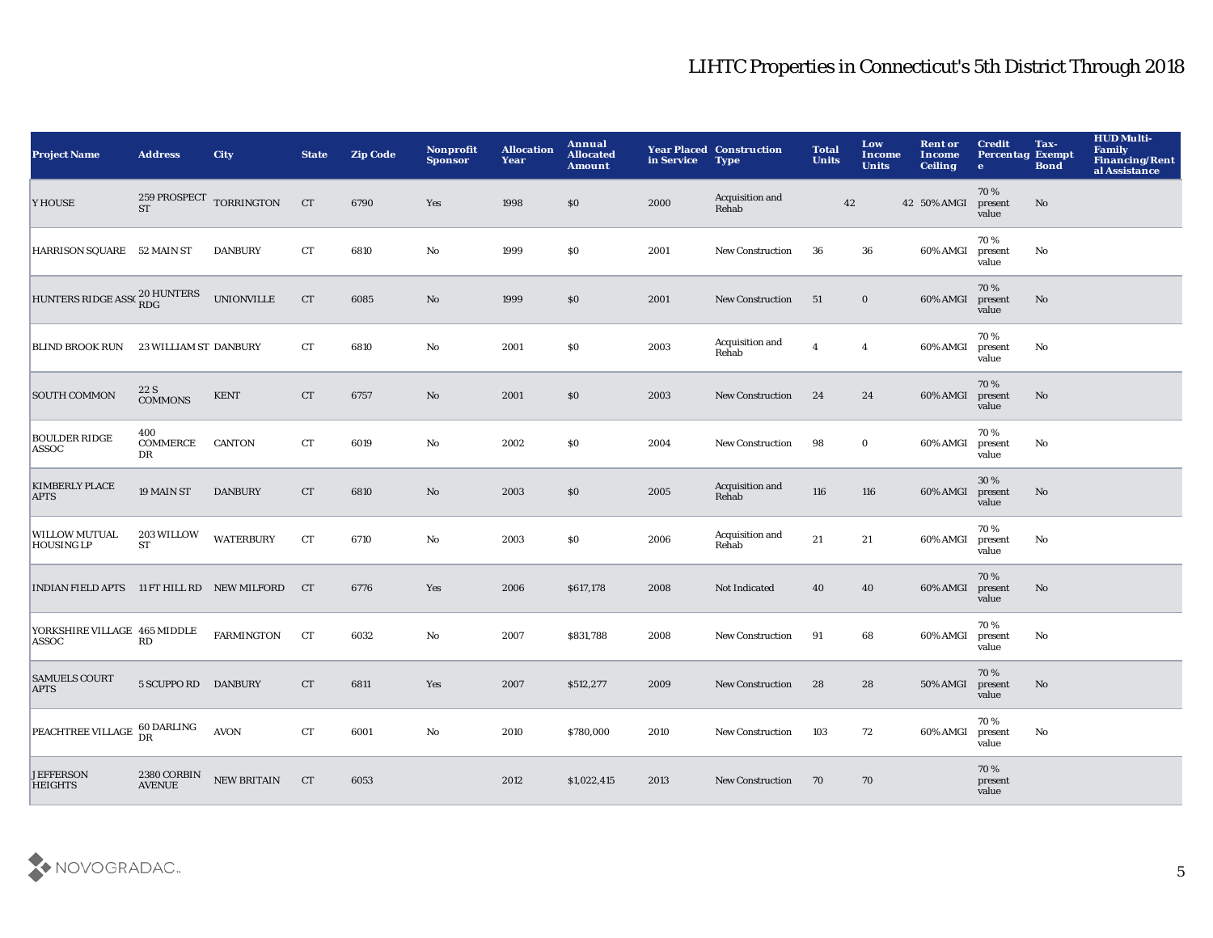# LIHTC Properties in Connecticut's 5th District Through 2018

| Project Name | Address | City | State | Zip Code | Nonprofit Sponsor | Allocation Year | Annual Allocated Amount | Year Placed in Service | Construction Type | Total Units | Low Income Units | Rent or Income Ceiling | Credit Percentage | Tax-Exempt Bond | HUD Multi-Family Financing/Rental Assistance |
|---|---|---|---|---|---|---|---|---|---|---|---|---|---|---|---|
| Y HOUSE | 259 PROSPECT ST | TORRINGTON | CT | 6790 | Yes | 1998 | $0 | 2000 | Acquisition and Rehab | 42 | 42 | 50% AMGI | 70 % present value | No | |
| HARRISON SQUARE | 52 MAIN ST | DANBURY | CT | 6810 | No | 1999 | $0 | 2001 | New Construction | 36 | 36 | 60% AMGI | 70 % present value | No | |
| HUNTERS RIDGE ASSO | 20 HUNTERS RDG | UNIONVILLE | CT | 6085 | No | 1999 | $0 | 2001 | New Construction | 51 | 0 | 60% AMGI | 70 % present value | No | |
| BLIND BROOK RUN | 23 WILLIAM ST | DANBURY | CT | 6810 | No | 2001 | $0 | 2003 | Acquisition and Rehab | 4 | 4 | 60% AMGI | 70 % present value | No | |
| SOUTH COMMON | 22 S COMMONS | KENT | CT | 6757 | No | 2001 | $0 | 2003 | New Construction | 24 | 24 | 60% AMGI | 70 % present value | No | |
| BOULDER RIDGE ASSOC | 400 COMMERCE DR | CANTON | CT | 6019 | No | 2002 | $0 | 2004 | New Construction | 98 | 0 | 60% AMGI | 70 % present value | No | |
| KIMBERLY PLACE APTS | 19 MAIN ST | DANBURY | CT | 6810 | No | 2003 | $0 | 2005 | Acquisition and Rehab | 116 | 116 | 60% AMGI | 30 % present value | No | |
| WILLOW MUTUAL HOUSING LP | 203 WILLOW ST | WATERBURY | CT | 6710 | No | 2003 | $0 | 2006 | Acquisition and Rehab | 21 | 21 | 60% AMGI | 70 % present value | No | |
| INDIAN FIELD APTS | 11 FT HILL RD | NEW MILFORD | CT | 6776 | Yes | 2006 | $617,178 | 2008 | Not Indicated | 40 | 40 | 60% AMGI | 70 % present value | No | |
| YORKSHIRE VILLAGE ASSOC | 465 MIDDLE RD | FARMINGTON | CT | 6032 | No | 2007 | $831,788 | 2008 | New Construction | 91 | 68 | 60% AMGI | 70 % present value | No | |
| SAMUELS COURT APTS | 5 SCUPPO RD | DANBURY | CT | 6811 | Yes | 2007 | $512,277 | 2009 | New Construction | 28 | 28 | 50% AMGI | 70 % present value | No | |
| PEACHTREE VILLAGE | 60 DARLING DR | AVON | CT | 6001 | No | 2010 | $780,000 | 2010 | New Construction | 103 | 72 | 60% AMGI | 70 % present value | No | |
| JEFFERSON HEIGHTS | 2380 CORBIN AVENUE | NEW BRITAIN | CT | 6053 | | 2012 | $1,022,415 | 2013 | New Construction | 70 | 70 | | 70 % present value | | |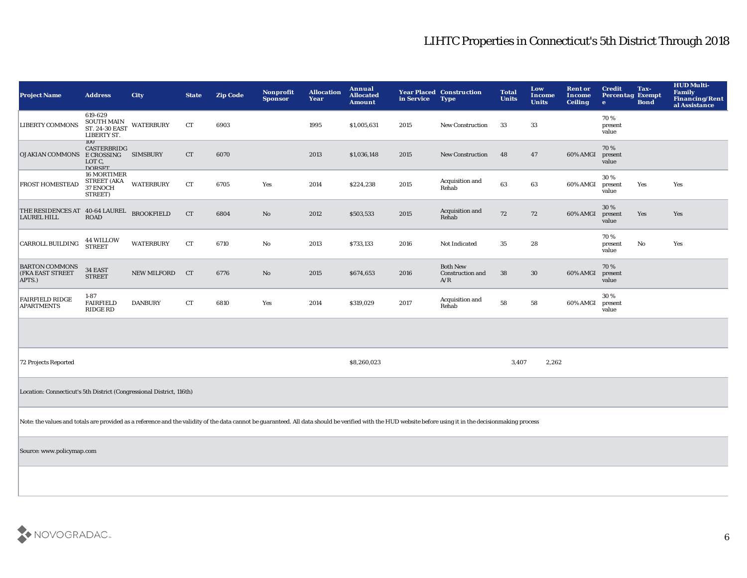# LIHTC Properties in Connecticut's 5th District Through 2018

| Project Name | Address | City | State | Zip Code | Nonprofit Sponsor | Allocation Year | Annual Allocated Amount | Year Placed in Service | Construction Type | Total Units | Low Income Units | Rent or Income Ceiling | Credit Percentage | Tax-Exempt Bond | HUD Multi-Family Financing/Rental Assistance |
|---|---|---|---|---|---|---|---|---|---|---|---|---|---|---|---|
| LIBERTY COMMONS | 619-629 SOUTH MAIN ST. 24-30 EAST LIBERTY ST. | WATERBURY | CT | 6903 | | 1995 | $1,005,631 | 2015 | New Construction | 33 | 33 | | 70 % present value | | |
| OJAKIAN COMMONS | 100 CASTERBRIDGE CROSSING LOT C, DORSET | SIMSBURY | CT | 6070 | | 2013 | $1,036,148 | 2015 | New Construction | 48 | 47 | 60% AMGI | 70 % present value | | |
| FROST HOMESTEAD | 16 MORTIMER STREET (AKA 37 ENOCH STREET) | WATERBURY | CT | 6705 | Yes | 2014 | $224,238 | 2015 | Acquisition and Rehab | 63 | 63 | 60% AMGI | 30 % present value | Yes | Yes |
| THE RESIDENCES AT LAUREL HILL | 40-64 LAUREL ROAD | BROOKFIELD | CT | 6804 | No | 2012 | $503,533 | 2015 | Acquisition and Rehab | 72 | 72 | 60% AMGI | 30 % present value | Yes | Yes |
| CARROLL BUILDING | 44 WILLOW STREET | WATERBURY | CT | 6710 | No | 2013 | $733,133 | 2016 | Not Indicated | 35 | 28 | | 70 % present value | No | Yes |
| BARTON COMMONS (FKA EAST STREET APTS.) | 34 EAST STREET | NEW MILFORD | CT | 6776 | No | 2015 | $674,653 | 2016 | Both New Construction and A/R | 38 | 30 | 60% AMGI | 70 % present value | | |
| FAIRFIELD RIDGE APARTMENTS | 1-87 FAIRFIELD RIDGE RD | DANBURY | CT | 6810 | Yes | 2014 | $319,029 | 2017 | Acquisition and Rehab | 58 | 58 | 60% AMGI | 30 % present value | | |
| 72 Projects Reported | | | | | | | $8,260,023 | | | 3,407 | 2,262 | | | | |

Location: Connecticut's 5th District (Congressional District, 116th)

Note: the values and totals are provided as a reference and the validity of the data cannot be guaranteed. All data should be verified with the HUD website before using it in the decisionmaking process

Source: www.policymap.com